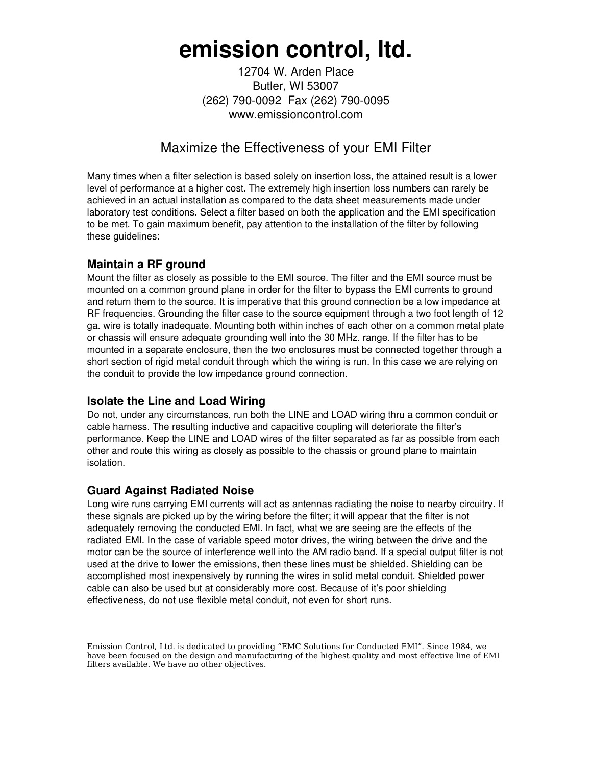# emission control, ltd.

12704 W. Arden Place
Butler, WI 53007
(262) 790-0092 Fax (262) 790-0095
www.emissioncontrol.com

## Maximize the Effectiveness of your EMI Filter

Many times when a filter selection is based solely on insertion loss, the attained result is a lower level of performance at a higher cost. The extremely high insertion loss numbers can rarely be achieved in an actual installation as compared to the data sheet measurements made under laboratory test conditions. Select a filter based on both the application and the EMI specification to be met. To gain maximum benefit, pay attention to the installation of the filter by following these guidelines:

### Maintain a RF ground

Mount the filter as closely as possible to the EMI source. The filter and the EMI source must be mounted on a common ground plane in order for the filter to bypass the EMI currents to ground and return them to the source. It is imperative that this ground connection be a low impedance at RF frequencies. Grounding the filter case to the source equipment through a two foot length of 12 ga. wire is totally inadequate. Mounting both within inches of each other on a common metal plate or chassis will ensure adequate grounding well into the 30 MHz. range. If the filter has to be mounted in a separate enclosure, then the two enclosures must be connected together through a short section of rigid metal conduit through which the wiring is run. In this case we are relying on the conduit to provide the low impedance ground connection.

### Isolate the Line and Load Wiring

Do not, under any circumstances, run both the LINE and LOAD wiring thru a common conduit or cable harness. The resulting inductive and capacitive coupling will deteriorate the filter's performance. Keep the LINE and LOAD wires of the filter separated as far as possible from each other and route this wiring as closely as possible to the chassis or ground plane to maintain isolation.

### Guard Against Radiated Noise

Long wire runs carrying EMI currents will act as antennas radiating the noise to nearby circuitry. If these signals are picked up by the wiring before the filter; it will appear that the filter is not adequately removing the conducted EMI. In fact, what we are seeing are the effects of the radiated EMI. In the case of variable speed motor drives, the wiring between the drive and the motor can be the source of interference well into the AM radio band. If a special output filter is not used at the drive to lower the emissions, then these lines must be shielded. Shielding can be accomplished most inexpensively by running the wires in solid metal conduit. Shielded power cable can also be used but at considerably more cost. Because of it's poor shielding effectiveness, do not use flexible metal conduit, not even for short runs.

Emission Control, Ltd. is dedicated to providing "EMC Solutions for Conducted EMI". Since 1984, we have been focused on the design and manufacturing of the highest quality and most effective line of EMI filters available. We have no other objectives.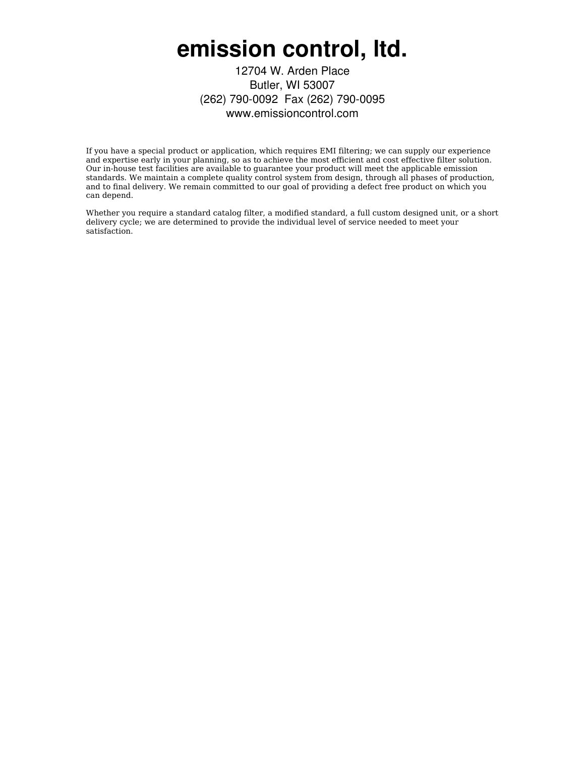# emission control, ltd.

12704 W. Arden Place
Butler, WI 53007
(262) 790-0092 Fax (262) 790-0095
www.emissioncontrol.com

If you have a special product or application, which requires EMI filtering; we can supply our experience and expertise early in your planning, so as to achieve the most efficient and cost effective filter solution. Our in-house test facilities are available to guarantee your product will meet the applicable emission standards. We maintain a complete quality control system from design, through all phases of production, and to final delivery. We remain committed to our goal of providing a defect free product on which you can depend.

Whether you require a standard catalog filter, a modified standard, a full custom designed unit, or a short delivery cycle; we are determined to provide the individual level of service needed to meet your satisfaction.